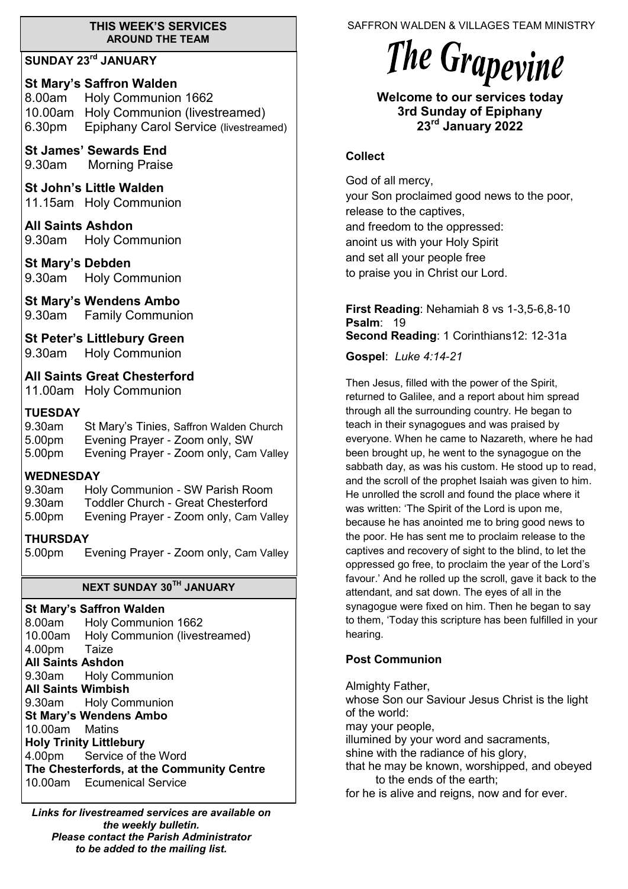## THIS WEEK'S SERVICES AROUND THE TEAM

### SUNDAY 23rd JANUARY

**St Mary's Saffron Walden**
8.00am Holy Communion 1662
10.00am Holy Communion (livestreamed)
6.30pm Epiphany Carol Service (livestreamed)

**St James' Sewards End**
9.30am Morning Praise

**St John's Little Walden**
11.15am Holy Communion

**All Saints Ashdon**
9.30am Holy Communion

**St Mary's Debden**
9.30am Holy Communion

**St Mary's Wendens Ambo**
9.30am Family Communion

**St Peter's Littlebury Green**
9.30am Holy Communion

**All Saints Great Chesterford**
11.00am Holy Communion

**TUESDAY**
9.30am St Mary's Tinies, Saffron Walden Church
5.00pm Evening Prayer - Zoom only, SW
5.00pm Evening Prayer - Zoom only, Cam Valley

**WEDNESDAY**
9.30am Holy Communion - SW Parish Room
9.30am Toddler Church - Great Chesterford
5.00pm Evening Prayer - Zoom only, Cam Valley

**THURSDAY**
5.00pm Evening Prayer - Zoom only, Cam Valley

### NEXT SUNDAY 30TH JANUARY

**St Mary's Saffron Walden**
8.00am Holy Communion 1662
10.00am Holy Communion (livestreamed)
4.00pm Taize
**All Saints Ashdon**
9.30am Holy Communion
**All Saints Wimbish**
9.30am Holy Communion
**St Mary's Wendens Ambo**
10.00am Matins
**Holy Trinity Littlebury**
4.00pm Service of the Word
**The Chesterfords, at the Community Centre**
10.00am Ecumenical Service

***Links for livestreamed services are available on the weekly bulletin. Please contact the Parish Administrator to be added to the mailing list.***

SAFFRON WALDEN & VILLAGES TEAM MINISTRY

# The Grapevine

**Welcome to our services today**
**3rd Sunday of Epiphany**
**23rd January 2022**

**Collect**

God of all mercy,
your Son proclaimed good news to the poor,
release to the captives,
and freedom to the oppressed:
anoint us with your Holy Spirit
and set all your people free
to praise you in Christ our Lord.

**First Reading**: Nehamiah 8 vs 1-3,5-6,8-10
**Psalm**: 19
**Second Reading**: 1 Corinthians12: 12-31a

**Gospel**: *Luke 4:14-21*

Then Jesus, filled with the power of the Spirit, returned to Galilee, and a report about him spread through all the surrounding country. He began to teach in their synagogues and was praised by everyone. When he came to Nazareth, where he had been brought up, he went to the synagogue on the sabbath day, as was his custom. He stood up to read, and the scroll of the prophet Isaiah was given to him. He unrolled the scroll and found the place where it was written: 'The Spirit of the Lord is upon me, because he has anointed me to bring good news to the poor. He has sent me to proclaim release to the captives and recovery of sight to the blind, to let the oppressed go free, to proclaim the year of the Lord's favour.' And he rolled up the scroll, gave it back to the attendant, and sat down. The eyes of all in the synagogue were fixed on him. Then he began to say to them, 'Today this scripture has been fulfilled in your hearing.

**Post Communion**

Almighty Father,
whose Son our Saviour Jesus Christ is the light of the world:
may your people,
illumined by your word and sacraments,
shine with the radiance of his glory,
that he may be known, worshipped, and obeyed
to the ends of the earth;
for he is alive and reigns, now and for ever.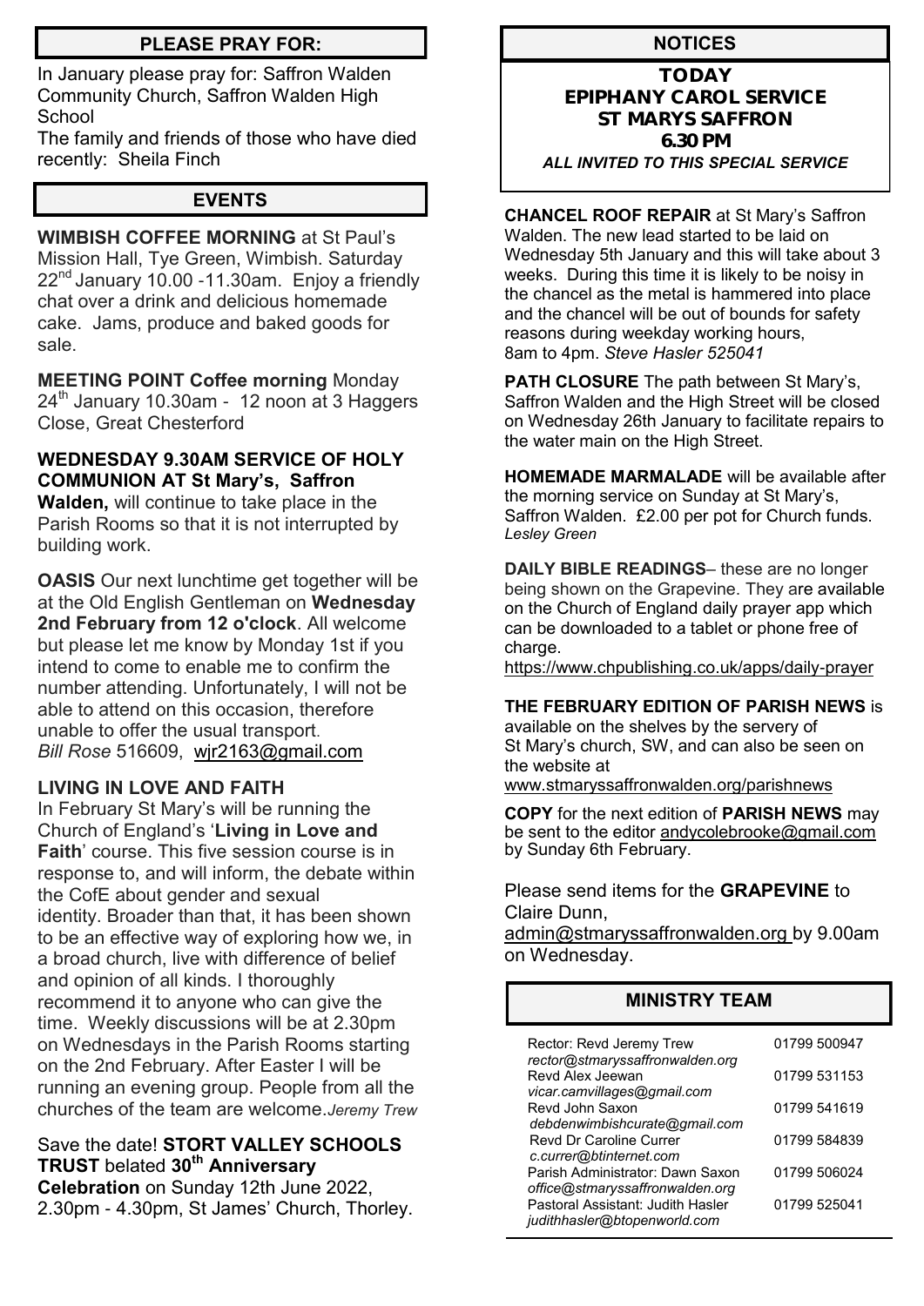## PLEASE PRAY FOR:

In January please pray for: Saffron Walden Community Church, Saffron Walden High School

The family and friends of those who have died recently: Sheila Finch

## EVENTS

**WIMBISH COFFEE MORNING** at St Paul's Mission Hall, Tye Green, Wimbish. Saturday 22nd January 10.00 -11.30am. Enjoy a friendly chat over a drink and delicious homemade cake. Jams, produce and baked goods for sale.

**MEETING POINT Coffee morning** Monday 24th January 10.30am - 12 noon at 3 Haggers Close, Great Chesterford

**WEDNESDAY 9.30AM SERVICE OF HOLY COMMUNION AT St Mary's, Saffron Walden,** will continue to take place in the Parish Rooms so that it is not interrupted by building work.

**OASIS** Our next lunchtime get together will be at the Old English Gentleman on **Wednesday 2nd February from 12 o'clock**. All welcome but please let me know by Monday 1st if you intend to come to enable me to confirm the number attending. Unfortunately, I will not be able to attend on this occasion, therefore unable to offer the usual transport.
*Bill Rose* 516609, wjr2163@gmail.com

**LIVING IN LOVE AND FAITH**

In February St Mary's will be running the Church of England's '**Living in Love and Faith**' course. This five session course is in response to, and will inform, the debate within the CofE about gender and sexual identity. Broader than that, it has been shown to be an effective way of exploring how we, in a broad church, live with difference of belief and opinion of all kinds. I thoroughly recommend it to anyone who can give the time. Weekly discussions will be at 2.30pm on Wednesdays in the Parish Rooms starting on the 2nd February. After Easter I will be running an evening group. People from all the churches of the team are welcome. *Jeremy Trew*

Save the date! **STORT VALLEY SCHOOLS TRUST** belated **30th Anniversary Celebration** on Sunday 12th June 2022, 2.30pm - 4.30pm, St James' Church, Thorley.

## NOTICES

**TODAY**
**EPIPHANY CAROL SERVICE**
**ST MARYS SAFFRON**
**6.30 PM**
***ALL INVITED TO THIS SPECIAL SERVICE***

**CHANCEL ROOF REPAIR** at St Mary's Saffron Walden. The new lead started to be laid on Wednesday 5th January and this will take about 3 weeks. During this time it is likely to be noisy in the chancel as the metal is hammered into place and the chancel will be out of bounds for safety reasons during weekday working hours, 8am to 4pm. *Steve Hasler 525041*

**PATH CLOSURE** The path between St Mary's, Saffron Walden and the High Street will be closed on Wednesday 26th January to facilitate repairs to the water main on the High Street.

**HOMEMADE MARMALADE** will be available after the morning service on Sunday at St Mary's, Saffron Walden. £2.00 per pot for Church funds. *Lesley Green*

**DAILY BIBLE READINGS**– these are no longer being shown on the Grapevine. They are available on the Church of England daily prayer app which can be downloaded to a tablet or phone free of charge.
https://www.chpublishing.co.uk/apps/daily-prayer

**THE FEBRUARY EDITION OF PARISH NEWS** is available on the shelves by the servery of St Mary's church, SW, and can also be seen on the website at
www.stmaryssaffronwalden.org/parishnews

**COPY** for the next edition of **PARISH NEWS** may be sent to the editor andycolebrooke@gmail.com by Sunday 6th February.

Please send items for the **GRAPEVINE** to Claire Dunn,
admin@stmaryssaffronwalden.org by 9.00am on Wednesday.

## MINISTRY TEAM

| | |
|---|---|
| Rector: Revd Jeremy Trew<br>*rector@stmaryssaffronwalden.org* | 01799 500947 |
| Revd Alex Jeewan<br>*vicar.camvillages@gmail.com* | 01799 531153 |
| Revd John Saxon<br>*debdenwimbishcurate@gmail.com* | 01799 541619 |
| Revd Dr Caroline Currer<br>*c.currer@btinternet.com* | 01799 584839 |
| Parish Administrator: Dawn Saxon<br>*office@stmaryssaffronwalden.org* | 01799 506024 |
| Pastoral Assistant: Judith Hasler<br>*judithhasler@btopenworld.com* | 01799 525041 |